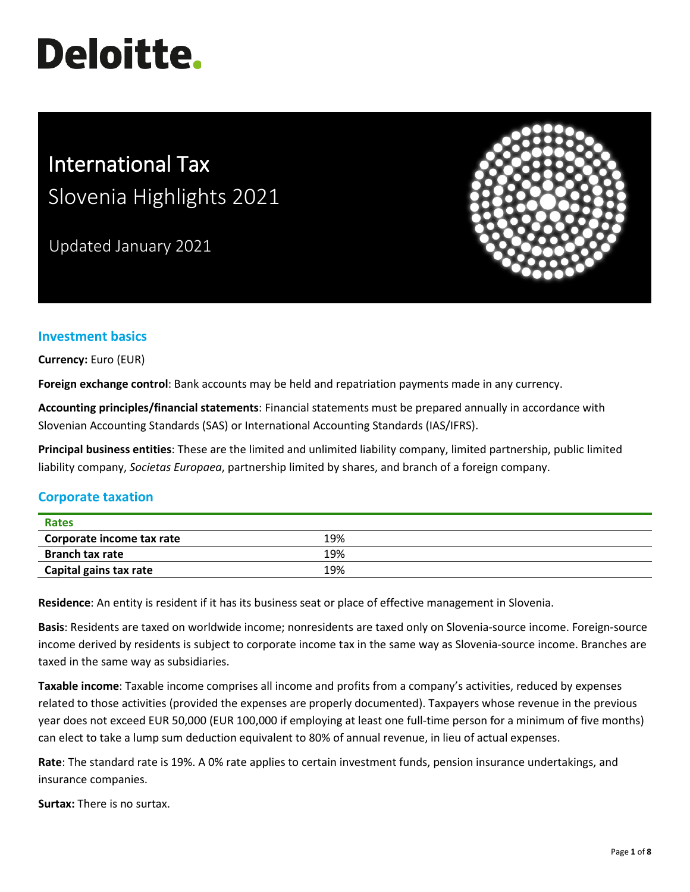# Deloitte.

# International Tax
## Slovenia Highlights 2021

Updated January 2021

## Investment basics

**Currency:** Euro (EUR)

**Foreign exchange control**: Bank accounts may be held and repatriation payments made in any currency.

**Accounting principles/financial statements**: Financial statements must be prepared annually in accordance with Slovenian Accounting Standards (SAS) or International Accounting Standards (IAS/IFRS).

**Principal business entities**: These are the limited and unlimited liability company, limited partnership, public limited liability company, *Societas Europaea*, partnership limited by shares, and branch of a foreign company.

## Corporate taxation

| Rates | |
|---|---|
| **Corporate income tax rate** | 19% |
| **Branch tax rate** | 19% |
| **Capital gains tax rate** | 19% |

**Residence**: An entity is resident if it has its business seat or place of effective management in Slovenia.

**Basis**: Residents are taxed on worldwide income; nonresidents are taxed only on Slovenia-source income. Foreign-source income derived by residents is subject to corporate income tax in the same way as Slovenia-source income. Branches are taxed in the same way as subsidiaries.

**Taxable income**: Taxable income comprises all income and profits from a company's activities, reduced by expenses related to those activities (provided the expenses are properly documented). Taxpayers whose revenue in the previous year does not exceed EUR 50,000 (EUR 100,000 if employing at least one full-time person for a minimum of five months) can elect to take a lump sum deduction equivalent to 80% of annual revenue, in lieu of actual expenses.

**Rate**: The standard rate is 19%. A 0% rate applies to certain investment funds, pension insurance undertakings, and insurance companies.

**Surtax:** There is no surtax.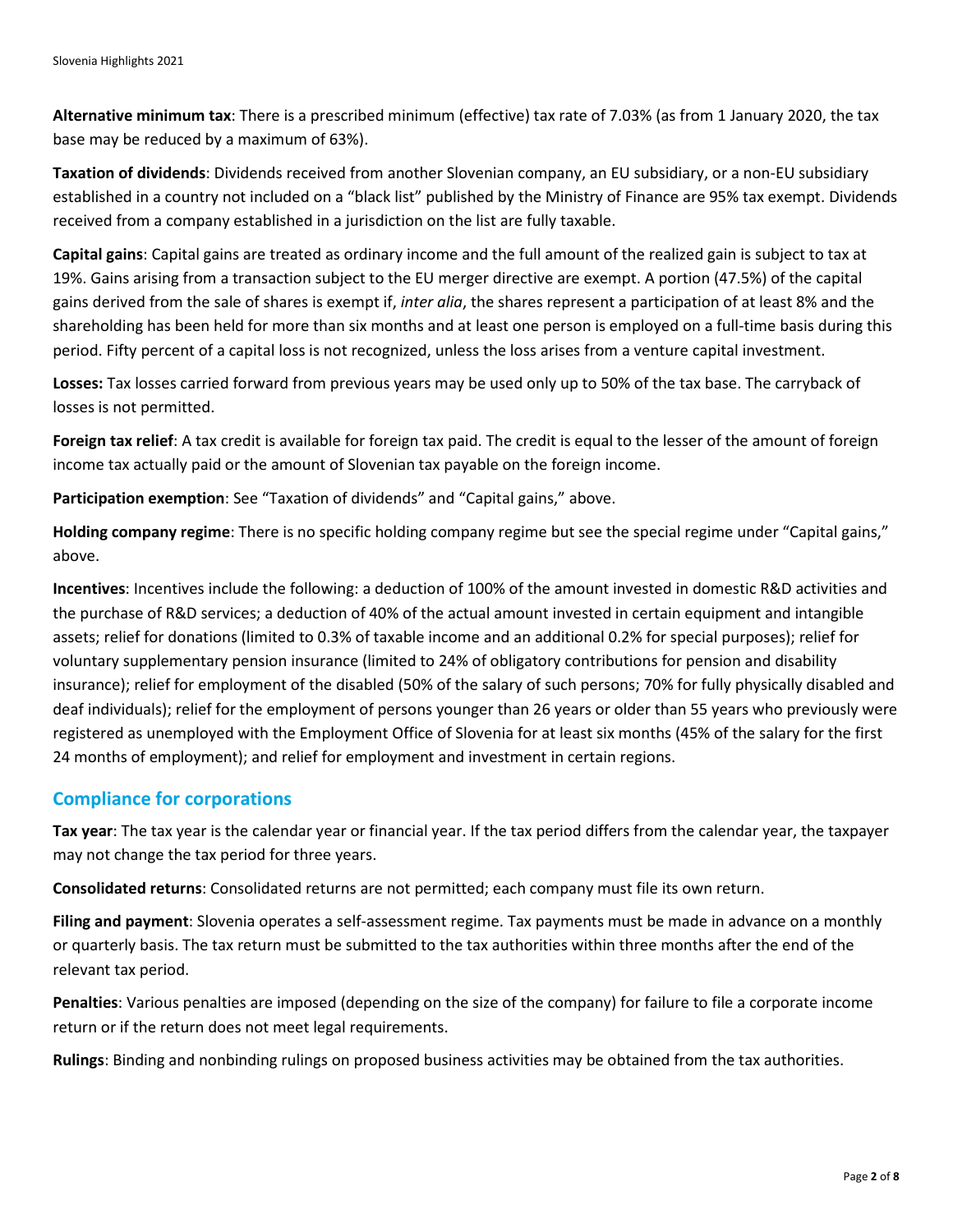**Alternative minimum tax**: There is a prescribed minimum (effective) tax rate of 7.03% (as from 1 January 2020, the tax base may be reduced by a maximum of 63%).

**Taxation of dividends**: Dividends received from another Slovenian company, an EU subsidiary, or a non-EU subsidiary established in a country not included on a "black list" published by the Ministry of Finance are 95% tax exempt. Dividends received from a company established in a jurisdiction on the list are fully taxable.

**Capital gains**: Capital gains are treated as ordinary income and the full amount of the realized gain is subject to tax at 19%. Gains arising from a transaction subject to the EU merger directive are exempt. A portion (47.5%) of the capital gains derived from the sale of shares is exempt if, *inter alia*, the shares represent a participation of at least 8% and the shareholding has been held for more than six months and at least one person is employed on a full-time basis during this period. Fifty percent of a capital loss is not recognized, unless the loss arises from a venture capital investment.

**Losses:** Tax losses carried forward from previous years may be used only up to 50% of the tax base. The carryback of losses is not permitted.

**Foreign tax relief**: A tax credit is available for foreign tax paid. The credit is equal to the lesser of the amount of foreign income tax actually paid or the amount of Slovenian tax payable on the foreign income.

**Participation exemption**: See "Taxation of dividends" and "Capital gains," above.

**Holding company regime**: There is no specific holding company regime but see the special regime under "Capital gains," above.

**Incentives**: Incentives include the following: a deduction of 100% of the amount invested in domestic R&D activities and the purchase of R&D services; a deduction of 40% of the actual amount invested in certain equipment and intangible assets; relief for donations (limited to 0.3% of taxable income and an additional 0.2% for special purposes); relief for voluntary supplementary pension insurance (limited to 24% of obligatory contributions for pension and disability insurance); relief for employment of the disabled (50% of the salary of such persons; 70% for fully physically disabled and deaf individuals); relief for the employment of persons younger than 26 years or older than 55 years who previously were registered as unemployed with the Employment Office of Slovenia for at least six months (45% of the salary for the first 24 months of employment); and relief for employment and investment in certain regions.

## Compliance for corporations

**Tax year**: The tax year is the calendar year or financial year. If the tax period differs from the calendar year, the taxpayer may not change the tax period for three years.

**Consolidated returns**: Consolidated returns are not permitted; each company must file its own return.

**Filing and payment**: Slovenia operates a self-assessment regime. Tax payments must be made in advance on a monthly or quarterly basis. The tax return must be submitted to the tax authorities within three months after the end of the relevant tax period.

**Penalties**: Various penalties are imposed (depending on the size of the company) for failure to file a corporate income return or if the return does not meet legal requirements.

**Rulings**: Binding and nonbinding rulings on proposed business activities may be obtained from the tax authorities.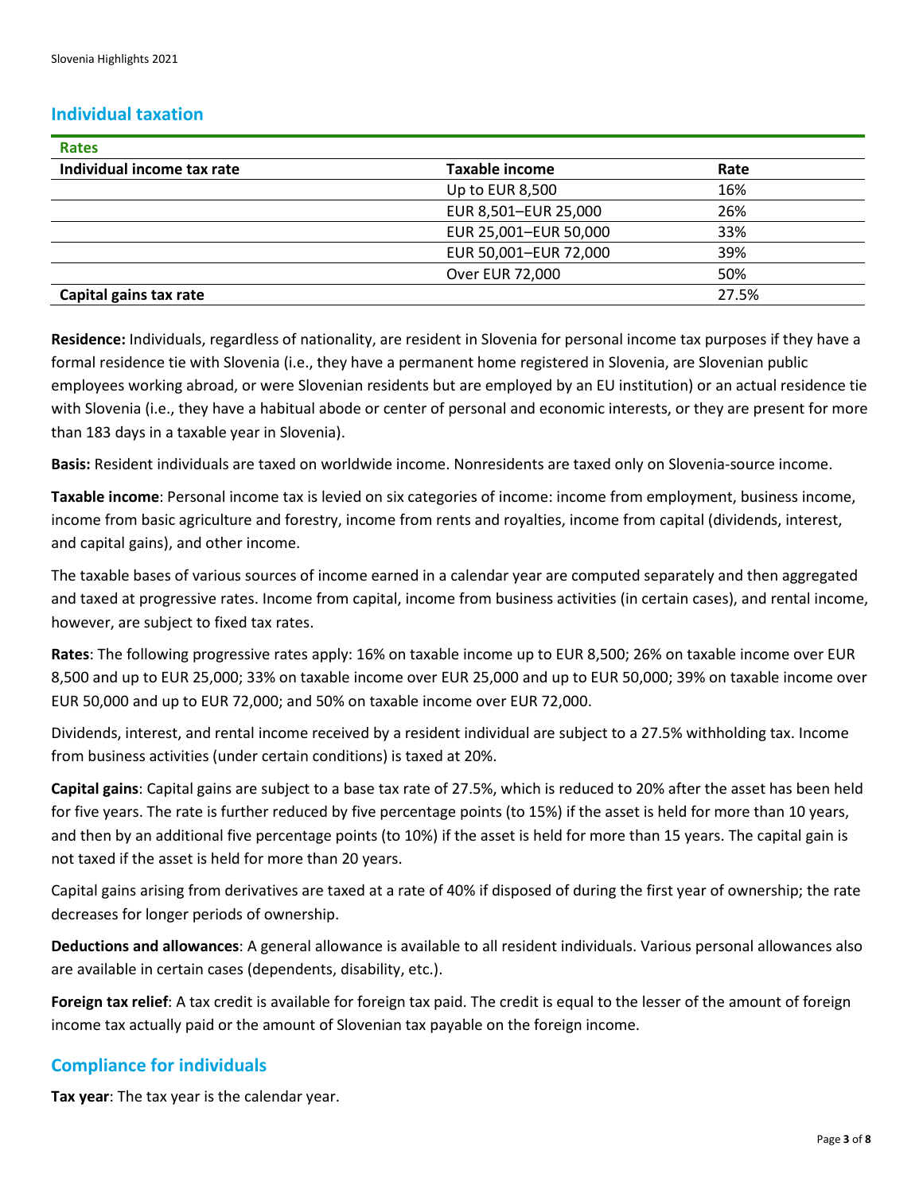## Individual taxation

| Rates | | |
|---|---|---|
| **Individual income tax rate** | **Taxable income** | **Rate** |
| | Up to EUR 8,500 | 16% |
| | EUR 8,501–EUR 25,000 | 26% |
| | EUR 25,001–EUR 50,000 | 33% |
| | EUR 50,001–EUR 72,000 | 39% |
| | Over EUR 72,000 | 50% |
| **Capital gains tax rate** | | 27.5% |

**Residence:** Individuals, regardless of nationality, are resident in Slovenia for personal income tax purposes if they have a formal residence tie with Slovenia (i.e., they have a permanent home registered in Slovenia, are Slovenian public employees working abroad, or were Slovenian residents but are employed by an EU institution) or an actual residence tie with Slovenia (i.e., they have a habitual abode or center of personal and economic interests, or they are present for more than 183 days in a taxable year in Slovenia).

**Basis:** Resident individuals are taxed on worldwide income. Nonresidents are taxed only on Slovenia-source income.

**Taxable income**: Personal income tax is levied on six categories of income: income from employment, business income, income from basic agriculture and forestry, income from rents and royalties, income from capital (dividends, interest, and capital gains), and other income.

The taxable bases of various sources of income earned in a calendar year are computed separately and then aggregated and taxed at progressive rates. Income from capital, income from business activities (in certain cases), and rental income, however, are subject to fixed tax rates.

**Rates**: The following progressive rates apply: 16% on taxable income up to EUR 8,500; 26% on taxable income over EUR 8,500 and up to EUR 25,000; 33% on taxable income over EUR 25,000 and up to EUR 50,000; 39% on taxable income over EUR 50,000 and up to EUR 72,000; and 50% on taxable income over EUR 72,000.

Dividends, interest, and rental income received by a resident individual are subject to a 27.5% withholding tax. Income from business activities (under certain conditions) is taxed at 20%.

**Capital gains**: Capital gains are subject to a base tax rate of 27.5%, which is reduced to 20% after the asset has been held for five years. The rate is further reduced by five percentage points (to 15%) if the asset is held for more than 10 years, and then by an additional five percentage points (to 10%) if the asset is held for more than 15 years. The capital gain is not taxed if the asset is held for more than 20 years.

Capital gains arising from derivatives are taxed at a rate of 40% if disposed of during the first year of ownership; the rate decreases for longer periods of ownership.

**Deductions and allowances**: A general allowance is available to all resident individuals. Various personal allowances also are available in certain cases (dependents, disability, etc.).

**Foreign tax relief**: A tax credit is available for foreign tax paid. The credit is equal to the lesser of the amount of foreign income tax actually paid or the amount of Slovenian tax payable on the foreign income.

## Compliance for individuals

**Tax year**: The tax year is the calendar year.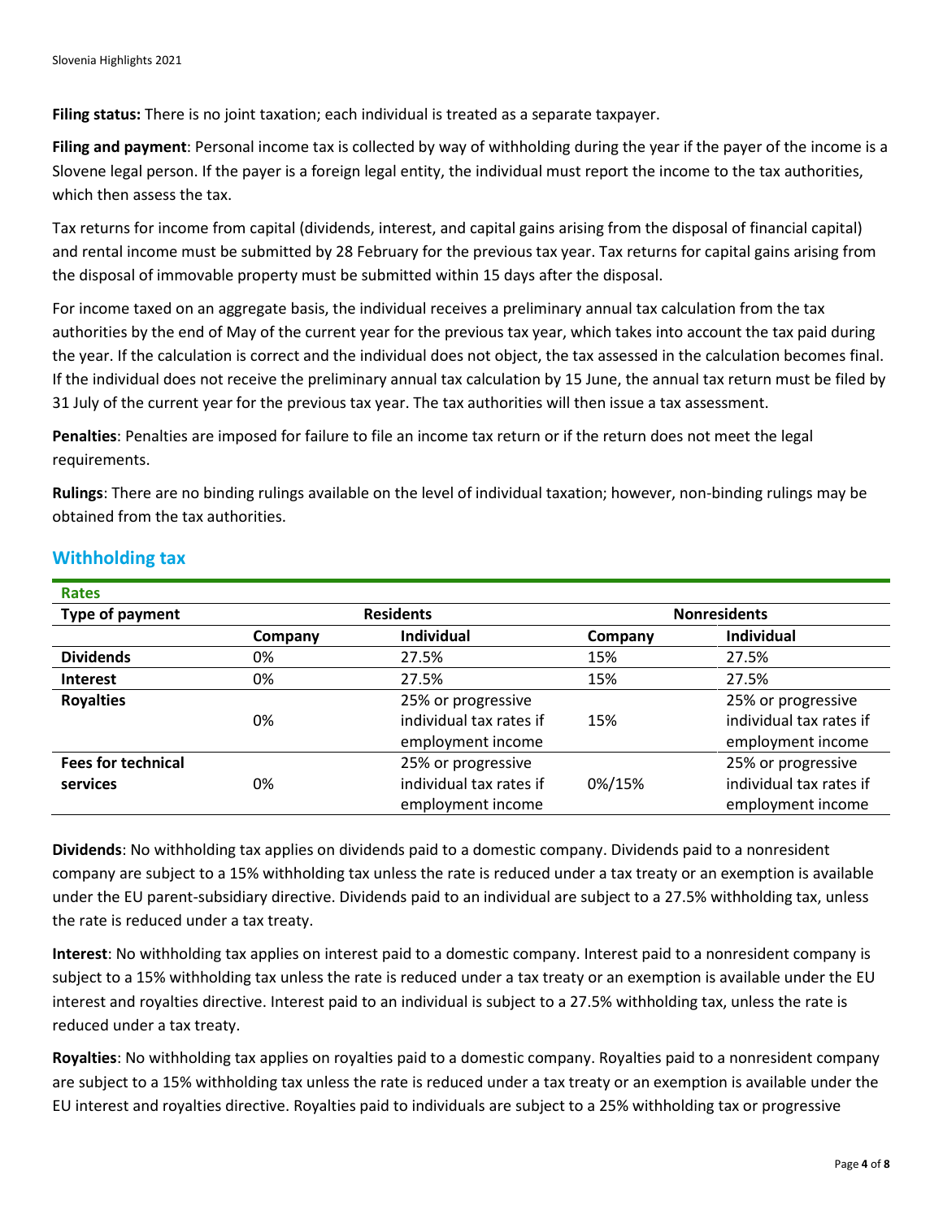**Filing status:** There is no joint taxation; each individual is treated as a separate taxpayer.

**Filing and payment**: Personal income tax is collected by way of withholding during the year if the payer of the income is a Slovene legal person. If the payer is a foreign legal entity, the individual must report the income to the tax authorities, which then assess the tax.

Tax returns for income from capital (dividends, interest, and capital gains arising from the disposal of financial capital) and rental income must be submitted by 28 February for the previous tax year. Tax returns for capital gains arising from the disposal of immovable property must be submitted within 15 days after the disposal.

For income taxed on an aggregate basis, the individual receives a preliminary annual tax calculation from the tax authorities by the end of May of the current year for the previous tax year, which takes into account the tax paid during the year. If the calculation is correct and the individual does not object, the tax assessed in the calculation becomes final. If the individual does not receive the preliminary annual tax calculation by 15 June, the annual tax return must be filed by 31 July of the current year for the previous tax year. The tax authorities will then issue a tax assessment.

**Penalties**: Penalties are imposed for failure to file an income tax return or if the return does not meet the legal requirements.

**Rulings**: There are no binding rulings available on the level of individual taxation; however, non-binding rulings may be obtained from the tax authorities.

## Withholding tax

**Rates**

| Type of payment | Residents | | Nonresidents | |
|---|---|---|---|---|
| | **Company** | **Individual** | **Company** | **Individual** |
| **Dividends** | 0% | 27.5% | 15% | 27.5% |
| **Interest** | 0% | 27.5% | 15% | 27.5% |
| **Royalties** | 0% | 25% or progressive individual tax rates if employment income | 15% | 25% or progressive individual tax rates if employment income |
| **Fees for technical services** | 0% | 25% or progressive individual tax rates if employment income | 0%/15% | 25% or progressive individual tax rates if employment income |

**Dividends**: No withholding tax applies on dividends paid to a domestic company. Dividends paid to a nonresident company are subject to a 15% withholding tax unless the rate is reduced under a tax treaty or an exemption is available under the EU parent-subsidiary directive. Dividends paid to an individual are subject to a 27.5% withholding tax, unless the rate is reduced under a tax treaty.

**Interest**: No withholding tax applies on interest paid to a domestic company. Interest paid to a nonresident company is subject to a 15% withholding tax unless the rate is reduced under a tax treaty or an exemption is available under the EU interest and royalties directive. Interest paid to an individual is subject to a 27.5% withholding tax, unless the rate is reduced under a tax treaty.

**Royalties**: No withholding tax applies on royalties paid to a domestic company. Royalties paid to a nonresident company are subject to a 15% withholding tax unless the rate is reduced under a tax treaty or an exemption is available under the EU interest and royalties directive. Royalties paid to individuals are subject to a 25% withholding tax or progressive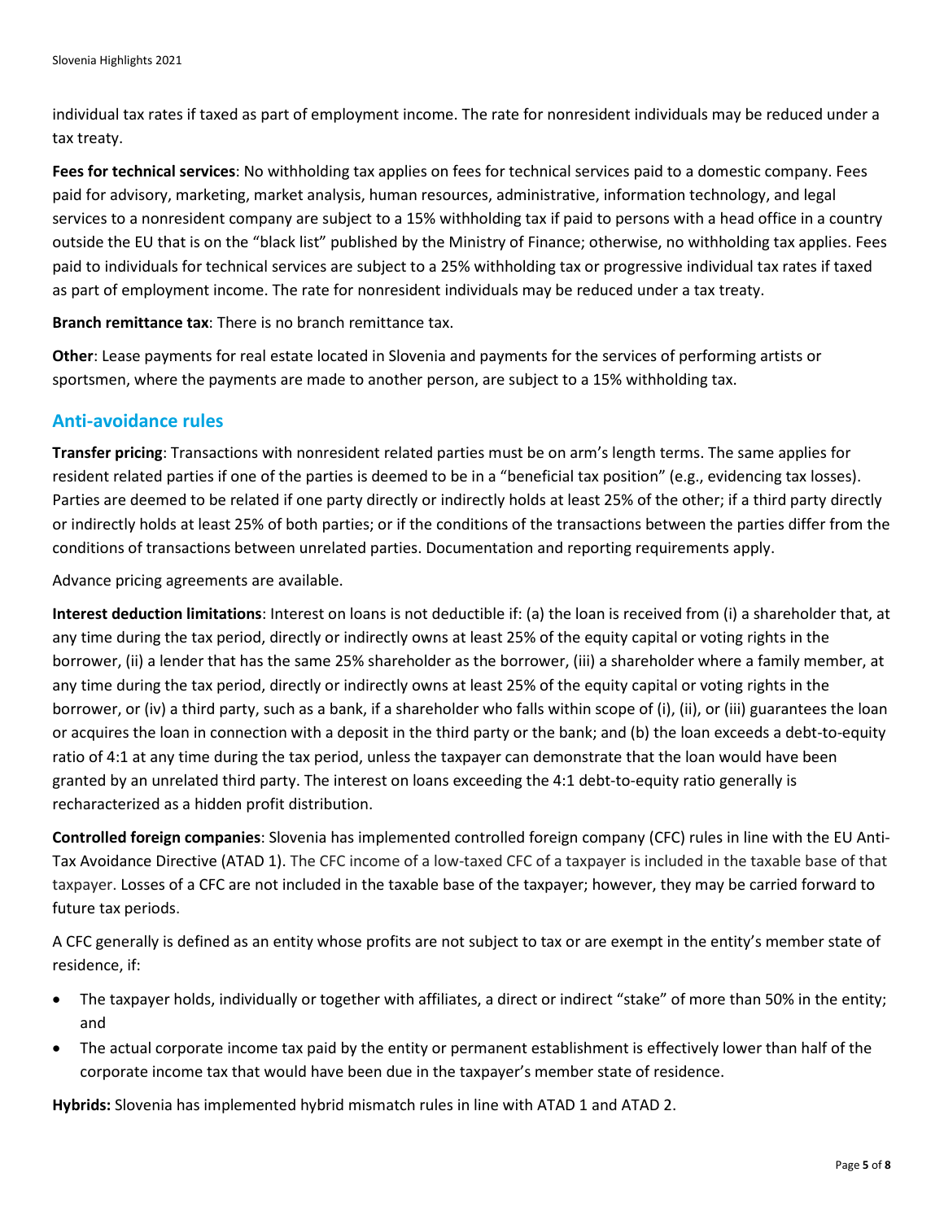individual tax rates if taxed as part of employment income. The rate for nonresident individuals may be reduced under a tax treaty.

**Fees for technical services**: No withholding tax applies on fees for technical services paid to a domestic company. Fees paid for advisory, marketing, market analysis, human resources, administrative, information technology, and legal services to a nonresident company are subject to a 15% withholding tax if paid to persons with a head office in a country outside the EU that is on the "black list" published by the Ministry of Finance; otherwise, no withholding tax applies. Fees paid to individuals for technical services are subject to a 25% withholding tax or progressive individual tax rates if taxed as part of employment income. The rate for nonresident individuals may be reduced under a tax treaty.

**Branch remittance tax**: There is no branch remittance tax.

**Other**: Lease payments for real estate located in Slovenia and payments for the services of performing artists or sportsmen, where the payments are made to another person, are subject to a 15% withholding tax.

## Anti-avoidance rules

**Transfer pricing**: Transactions with nonresident related parties must be on arm's length terms. The same applies for resident related parties if one of the parties is deemed to be in a "beneficial tax position" (e.g., evidencing tax losses). Parties are deemed to be related if one party directly or indirectly holds at least 25% of the other; if a third party directly or indirectly holds at least 25% of both parties; or if the conditions of the transactions between the parties differ from the conditions of transactions between unrelated parties. Documentation and reporting requirements apply.

Advance pricing agreements are available.

**Interest deduction limitations**: Interest on loans is not deductible if: (a) the loan is received from (i) a shareholder that, at any time during the tax period, directly or indirectly owns at least 25% of the equity capital or voting rights in the borrower, (ii) a lender that has the same 25% shareholder as the borrower, (iii) a shareholder where a family member, at any time during the tax period, directly or indirectly owns at least 25% of the equity capital or voting rights in the borrower, or (iv) a third party, such as a bank, if a shareholder who falls within scope of (i), (ii), or (iii) guarantees the loan or acquires the loan in connection with a deposit in the third party or the bank; and (b) the loan exceeds a debt-to-equity ratio of 4:1 at any time during the tax period, unless the taxpayer can demonstrate that the loan would have been granted by an unrelated third party. The interest on loans exceeding the 4:1 debt-to-equity ratio generally is recharacterized as a hidden profit distribution.

**Controlled foreign companies**: Slovenia has implemented controlled foreign company (CFC) rules in line with the EU Anti-Tax Avoidance Directive (ATAD 1). The CFC income of a low-taxed CFC of a taxpayer is included in the taxable base of that taxpayer. Losses of a CFC are not included in the taxable base of the taxpayer; however, they may be carried forward to future tax periods.

A CFC generally is defined as an entity whose profits are not subject to tax or are exempt in the entity's member state of residence, if:

- The taxpayer holds, individually or together with affiliates, a direct or indirect "stake" of more than 50% in the entity; and
- The actual corporate income tax paid by the entity or permanent establishment is effectively lower than half of the corporate income tax that would have been due in the taxpayer's member state of residence.

**Hybrids:** Slovenia has implemented hybrid mismatch rules in line with ATAD 1 and ATAD 2.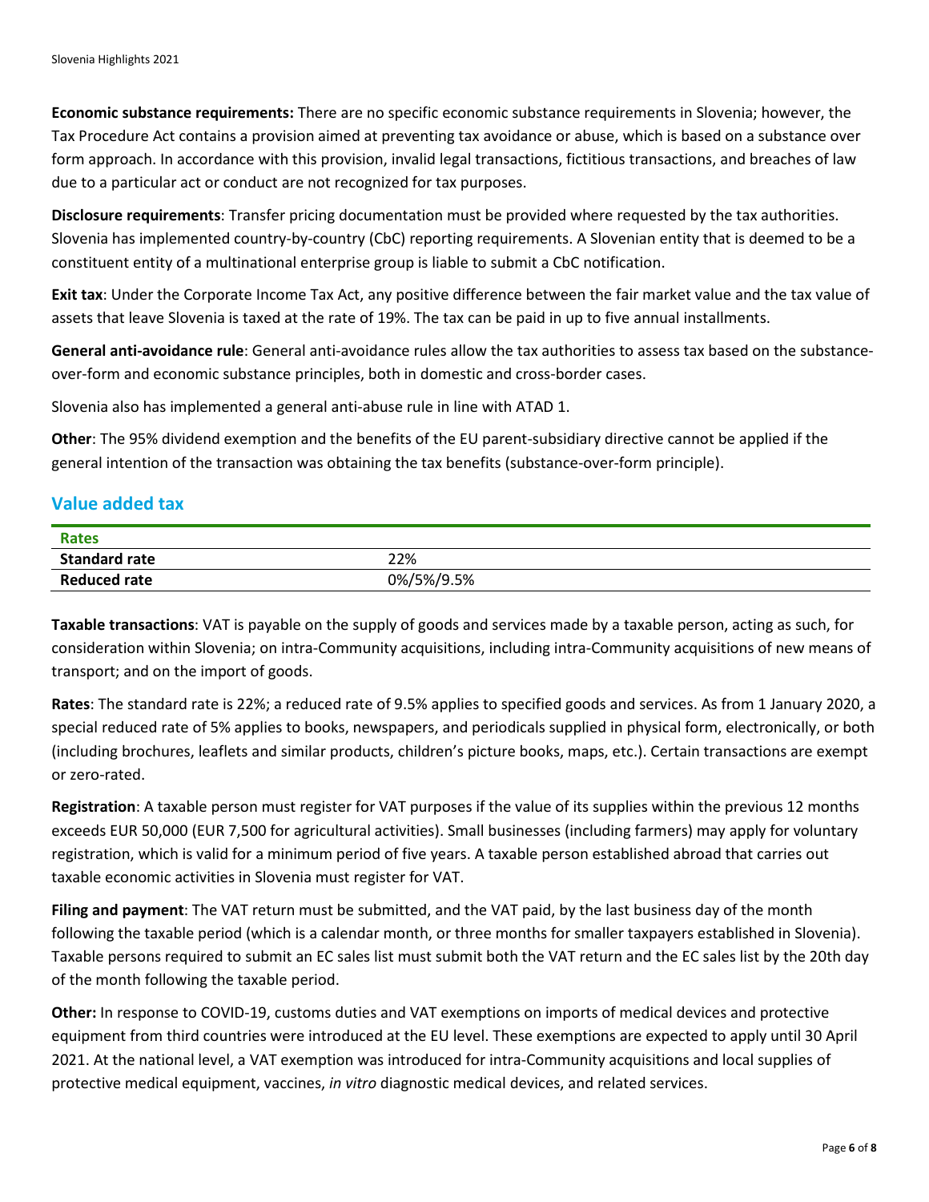**Economic substance requirements:** There are no specific economic substance requirements in Slovenia; however, the Tax Procedure Act contains a provision aimed at preventing tax avoidance or abuse, which is based on a substance over form approach. In accordance with this provision, invalid legal transactions, fictitious transactions, and breaches of law due to a particular act or conduct are not recognized for tax purposes.

**Disclosure requirements**: Transfer pricing documentation must be provided where requested by the tax authorities. Slovenia has implemented country-by-country (CbC) reporting requirements. A Slovenian entity that is deemed to be a constituent entity of a multinational enterprise group is liable to submit a CbC notification.

**Exit tax**: Under the Corporate Income Tax Act, any positive difference between the fair market value and the tax value of assets that leave Slovenia is taxed at the rate of 19%. The tax can be paid in up to five annual installments.

**General anti-avoidance rule**: General anti-avoidance rules allow the tax authorities to assess tax based on the substance-over-form and economic substance principles, both in domestic and cross-border cases.

Slovenia also has implemented a general anti-abuse rule in line with ATAD 1.

**Other**: The 95% dividend exemption and the benefits of the EU parent-subsidiary directive cannot be applied if the general intention of the transaction was obtaining the tax benefits (substance-over-form principle).

## Value added tax

| Rates | |
|---|---|
| **Standard rate** | 22% |
| **Reduced rate** | 0%/5%/9.5% |

**Taxable transactions**: VAT is payable on the supply of goods and services made by a taxable person, acting as such, for consideration within Slovenia; on intra-Community acquisitions, including intra-Community acquisitions of new means of transport; and on the import of goods.

**Rates**: The standard rate is 22%; a reduced rate of 9.5% applies to specified goods and services. As from 1 January 2020, a special reduced rate of 5% applies to books, newspapers, and periodicals supplied in physical form, electronically, or both (including brochures, leaflets and similar products, children's picture books, maps, etc.). Certain transactions are exempt or zero-rated.

**Registration**: A taxable person must register for VAT purposes if the value of its supplies within the previous 12 months exceeds EUR 50,000 (EUR 7,500 for agricultural activities). Small businesses (including farmers) may apply for voluntary registration, which is valid for a minimum period of five years. A taxable person established abroad that carries out taxable economic activities in Slovenia must register for VAT.

**Filing and payment**: The VAT return must be submitted, and the VAT paid, by the last business day of the month following the taxable period (which is a calendar month, or three months for smaller taxpayers established in Slovenia). Taxable persons required to submit an EC sales list must submit both the VAT return and the EC sales list by the 20th day of the month following the taxable period.

**Other:** In response to COVID-19, customs duties and VAT exemptions on imports of medical devices and protective equipment from third countries were introduced at the EU level. These exemptions are expected to apply until 30 April 2021. At the national level, a VAT exemption was introduced for intra-Community acquisitions and local supplies of protective medical equipment, vaccines, *in vitro* diagnostic medical devices, and related services.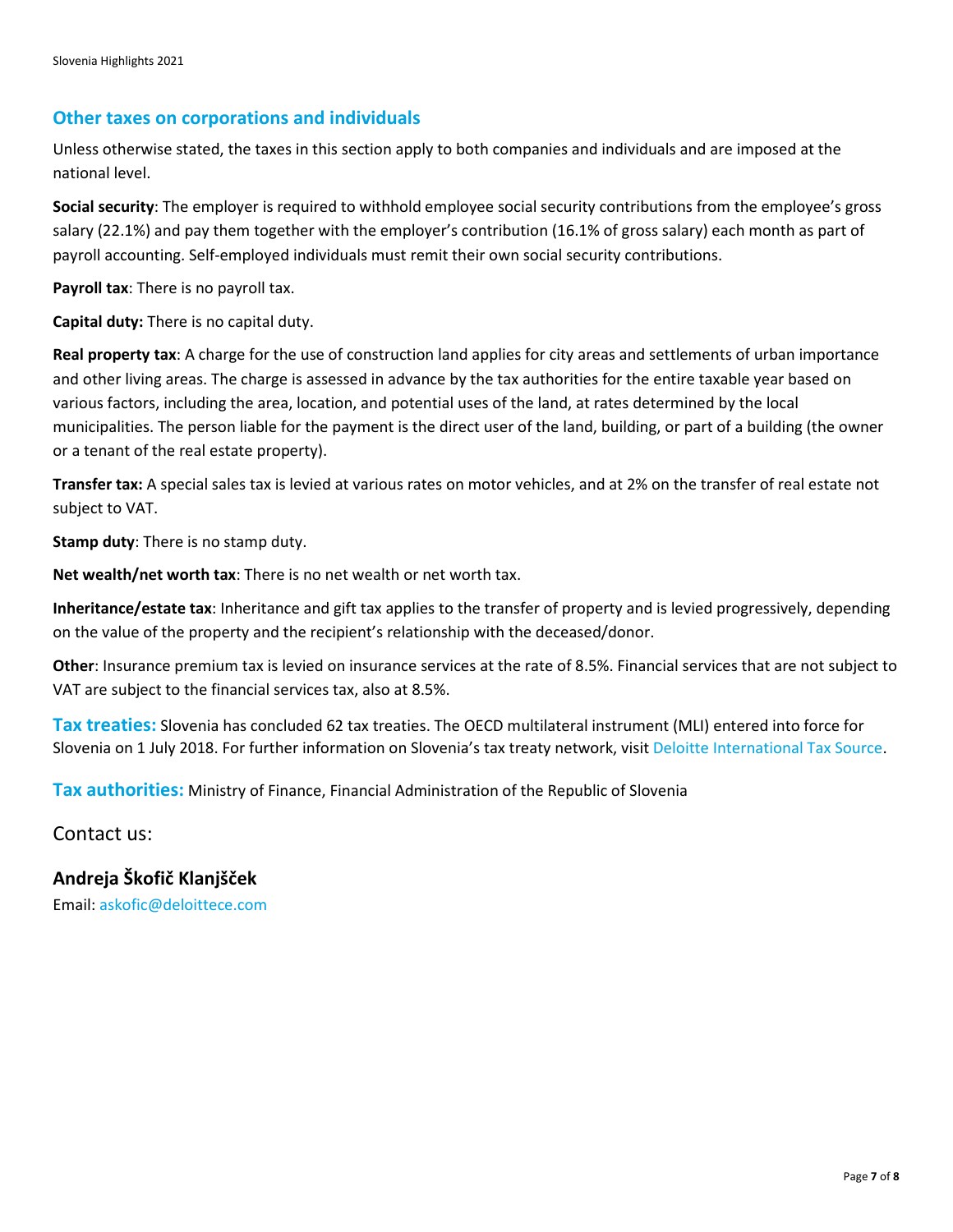## Other taxes on corporations and individuals

Unless otherwise stated, the taxes in this section apply to both companies and individuals and are imposed at the national level.

**Social security**: The employer is required to withhold employee social security contributions from the employee's gross salary (22.1%) and pay them together with the employer's contribution (16.1% of gross salary) each month as part of payroll accounting. Self-employed individuals must remit their own social security contributions.

**Payroll tax**: There is no payroll tax.

**Capital duty:** There is no capital duty.

**Real property tax**: A charge for the use of construction land applies for city areas and settlements of urban importance and other living areas. The charge is assessed in advance by the tax authorities for the entire taxable year based on various factors, including the area, location, and potential uses of the land, at rates determined by the local municipalities. The person liable for the payment is the direct user of the land, building, or part of a building (the owner or a tenant of the real estate property).

**Transfer tax:** A special sales tax is levied at various rates on motor vehicles, and at 2% on the transfer of real estate not subject to VAT.

**Stamp duty**: There is no stamp duty.

**Net wealth/net worth tax**: There is no net wealth or net worth tax.

**Inheritance/estate tax**: Inheritance and gift tax applies to the transfer of property and is levied progressively, depending on the value of the property and the recipient's relationship with the deceased/donor.

**Other**: Insurance premium tax is levied on insurance services at the rate of 8.5%. Financial services that are not subject to VAT are subject to the financial services tax, also at 8.5%.

**Tax treaties:** Slovenia has concluded 62 tax treaties. The OECD multilateral instrument (MLI) entered into force for Slovenia on 1 July 2018. For further information on Slovenia's tax treaty network, visit Deloitte International Tax Source.

**Tax authorities:** Ministry of Finance, Financial Administration of the Republic of Slovenia

Contact us:

**Andreja Škofič Klanjšček**

Email: askofic@deloittece.com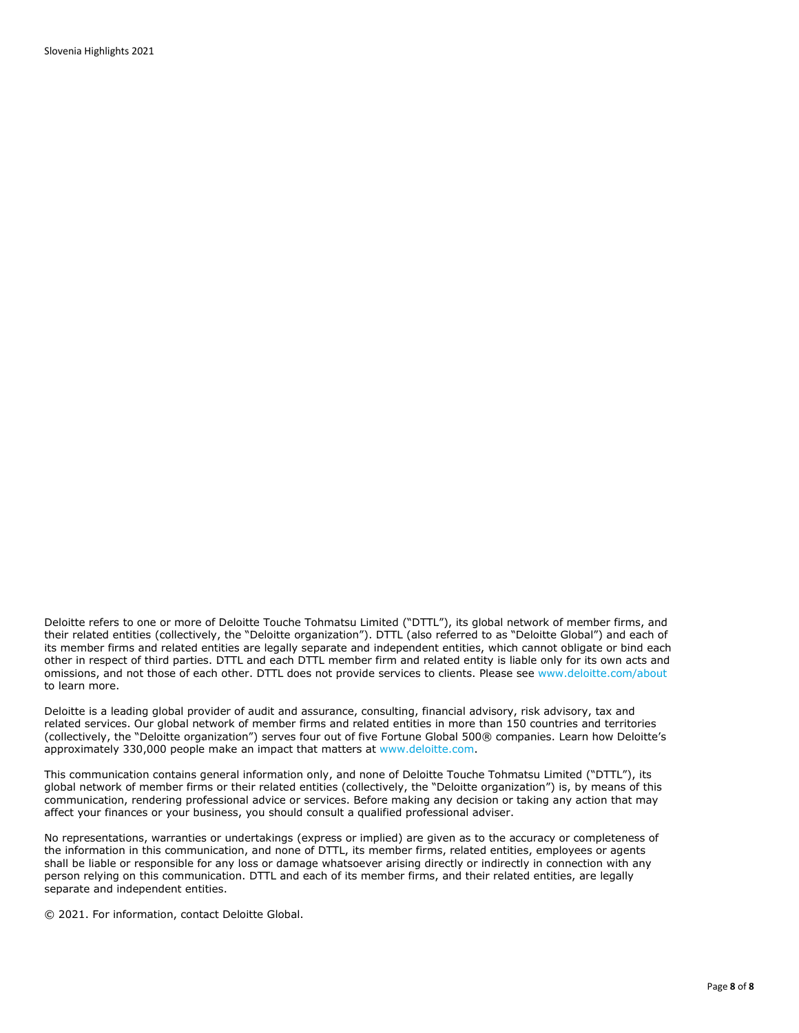Deloitte refers to one or more of Deloitte Touche Tohmatsu Limited ("DTTL"), its global network of member firms, and their related entities (collectively, the "Deloitte organization"). DTTL (also referred to as "Deloitte Global") and each of its member firms and related entities are legally separate and independent entities, which cannot obligate or bind each other in respect of third parties. DTTL and each DTTL member firm and related entity is liable only for its own acts and omissions, and not those of each other. DTTL does not provide services to clients. Please see www.deloitte.com/about to learn more.

Deloitte is a leading global provider of audit and assurance, consulting, financial advisory, risk advisory, tax and related services. Our global network of member firms and related entities in more than 150 countries and territories (collectively, the "Deloitte organization") serves four out of five Fortune Global 500® companies. Learn how Deloitte's approximately 330,000 people make an impact that matters at www.deloitte.com.

This communication contains general information only, and none of Deloitte Touche Tohmatsu Limited ("DTTL"), its global network of member firms or their related entities (collectively, the "Deloitte organization") is, by means of this communication, rendering professional advice or services. Before making any decision or taking any action that may affect your finances or your business, you should consult a qualified professional adviser.

No representations, warranties or undertakings (express or implied) are given as to the accuracy or completeness of the information in this communication, and none of DTTL, its member firms, related entities, employees or agents shall be liable or responsible for any loss or damage whatsoever arising directly or indirectly in connection with any person relying on this communication. DTTL and each of its member firms, and their related entities, are legally separate and independent entities.

© 2021. For information, contact Deloitte Global.